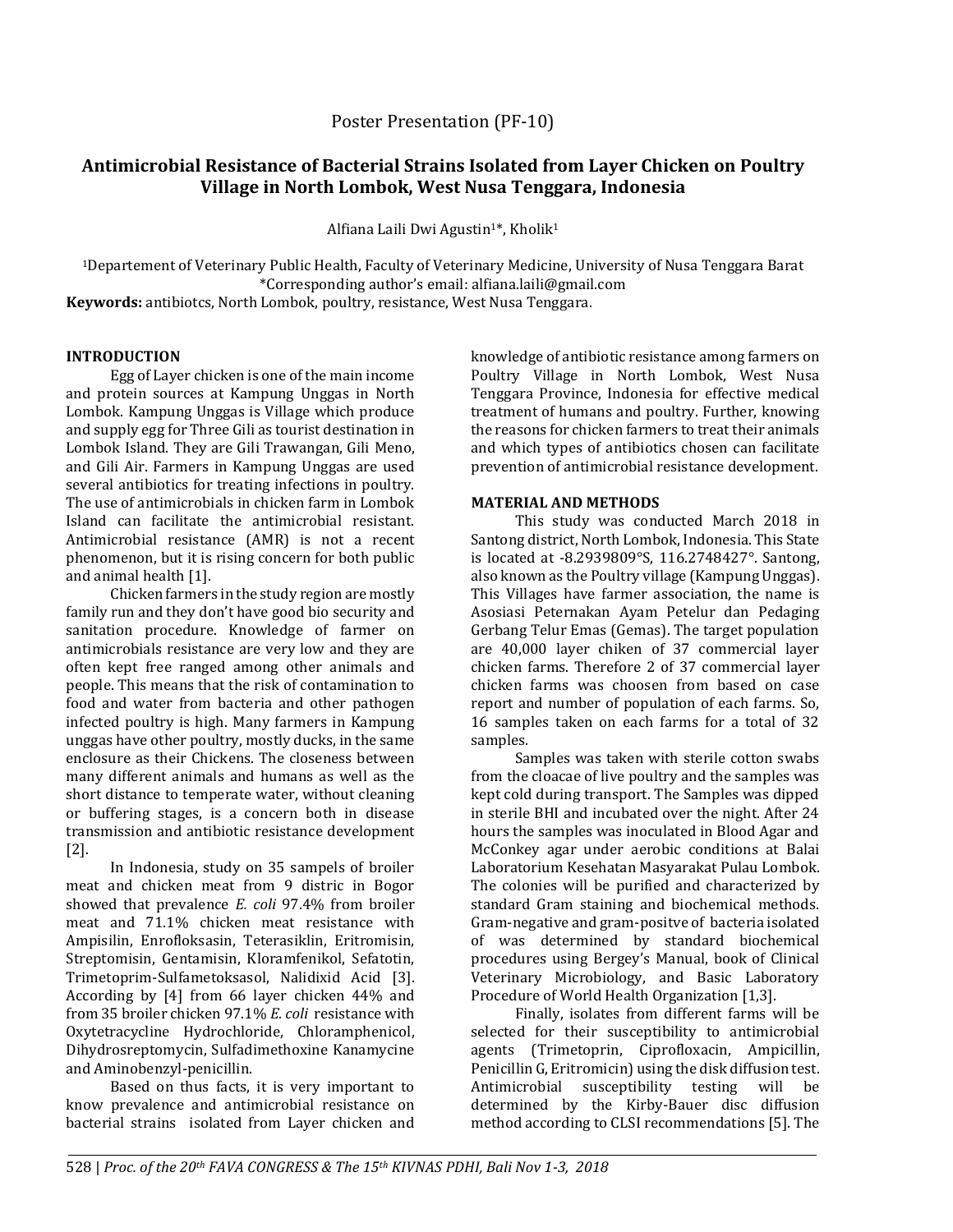Poster Presentation (PF-10)

# Antimicrobial Resistance of Bacterial Strains Isolated from Layer Chicken on Poultry Village in North Lombok, West Nusa Tenggara, Indonesia

Alfiana Laili Dwi Agustin[1]*, Kholik[1]

[1]Departement of Veterinary Public Health, Faculty of Veterinary Medicine, University of Nusa Tenggara Barat
*Corresponding author's email: alfiana.laili@gmail.com

**Keywords:** antibiotcs, North Lombok, poultry, resistance, West Nusa Tenggara.

## INTRODUCTION

Egg of Layer chicken is one of the main income and protein sources at Kampung Unggas in North Lombok. Kampung Unggas is Village which produce and supply egg for Three Gili as tourist destination in Lombok Island. They are Gili Trawangan, Gili Meno, and Gili Air. Farmers in Kampung Unggas are used several antibiotics for treating infections in poultry. The use of antimicrobials in chicken farm in Lombok Island can facilitate the antimicrobial resistant. Antimicrobial resistance (AMR) is not a recent phenomenon, but it is rising concern for both public and animal health [1].

Chicken farmers in the study region are mostly family run and they don't have good bio security and sanitation procedure. Knowledge of farmer on antimicrobials resistance are very low and they are often kept free ranged among other animals and people. This means that the risk of contamination to food and water from bacteria and other pathogen infected poultry is high. Many farmers in Kampung unggas have other poultry, mostly ducks, in the same enclosure as their Chickens. The closeness between many different animals and humans as well as the short distance to temperate water, without cleaning or buffering stages, is a concern both in disease transmission and antibiotic resistance development [2].

In Indonesia, study on 35 sampels of broiler meat and chicken meat from 9 distric in Bogor showed that prevalence *E. coli* 97.4% from broiler meat and 71.1% chicken meat resistance with Ampisilin, Enrofloksasin, Teterasiklin, Eritromisin, Streptomisin, Gentamisin, Kloramfenikol, Sefatotin, Trimetoprim-Sulfametoksasol, Nalidixid Acid [3]. According by [4] from 66 layer chicken 44% and from 35 broiler chicken 97.1% *E. coli* resistance with Oxytetracycline Hydrochloride, Chloramphenicol, Dihydrosreptomycin, Sulfadimethoxine Kanamycine and Aminobenzyl-penicillin.

Based on thus facts, it is very important to know prevalence and antimicrobial resistance on bacterial strains isolated from Layer chicken and knowledge of antibiotic resistance among farmers on Poultry Village in North Lombok, West Nusa Tenggara Province, Indonesia for effective medical treatment of humans and poultry. Further, knowing the reasons for chicken farmers to treat their animals and which types of antibiotics chosen can facilitate prevention of antimicrobial resistance development.

## MATERIAL AND METHODS

This study was conducted March 2018 in Santong district, North Lombok, Indonesia. This State is located at -8.2939809°S, 116.2748427°. Santong, also known as the Poultry village (Kampung Unggas). This Villages have farmer association, the name is Asosiasi Peternakan Ayam Petelur dan Pedaging Gerbang Telur Emas (Gemas). The target population are 40,000 layer chiken of 37 commercial layer chicken farms. Therefore 2 of 37 commercial layer chicken farms was choosen from based on case report and number of population of each farms. So, 16 samples taken on each farms for a total of 32 samples.

Samples was taken with sterile cotton swabs from the cloacae of live poultry and the samples was kept cold during transport. The Samples was dipped in sterile BHI and incubated over the night. After 24 hours the samples was inoculated in Blood Agar and McConkey agar under aerobic conditions at Balai Laboratorium Kesehatan Masyarakat Pulau Lombok. The colonies will be purified and characterized by standard Gram staining and biochemical methods. Gram-negative and gram-positve of bacteria isolated of was determined by standard biochemical procedures using Bergey's Manual, book of Clinical Veterinary Microbiology, and Basic Laboratory Procedure of World Health Organization [1,3].

Finally, isolates from different farms will be selected for their susceptibility to antimicrobial agents (Trimetoprin, Ciprofloxacin, Ampicillin, Penicillin G, Eritromicin) using the disk diffusion test. Antimicrobial susceptibility testing will be determined by the Kirby-Bauer disc diffusion method according to CLSI recommendations [5]. The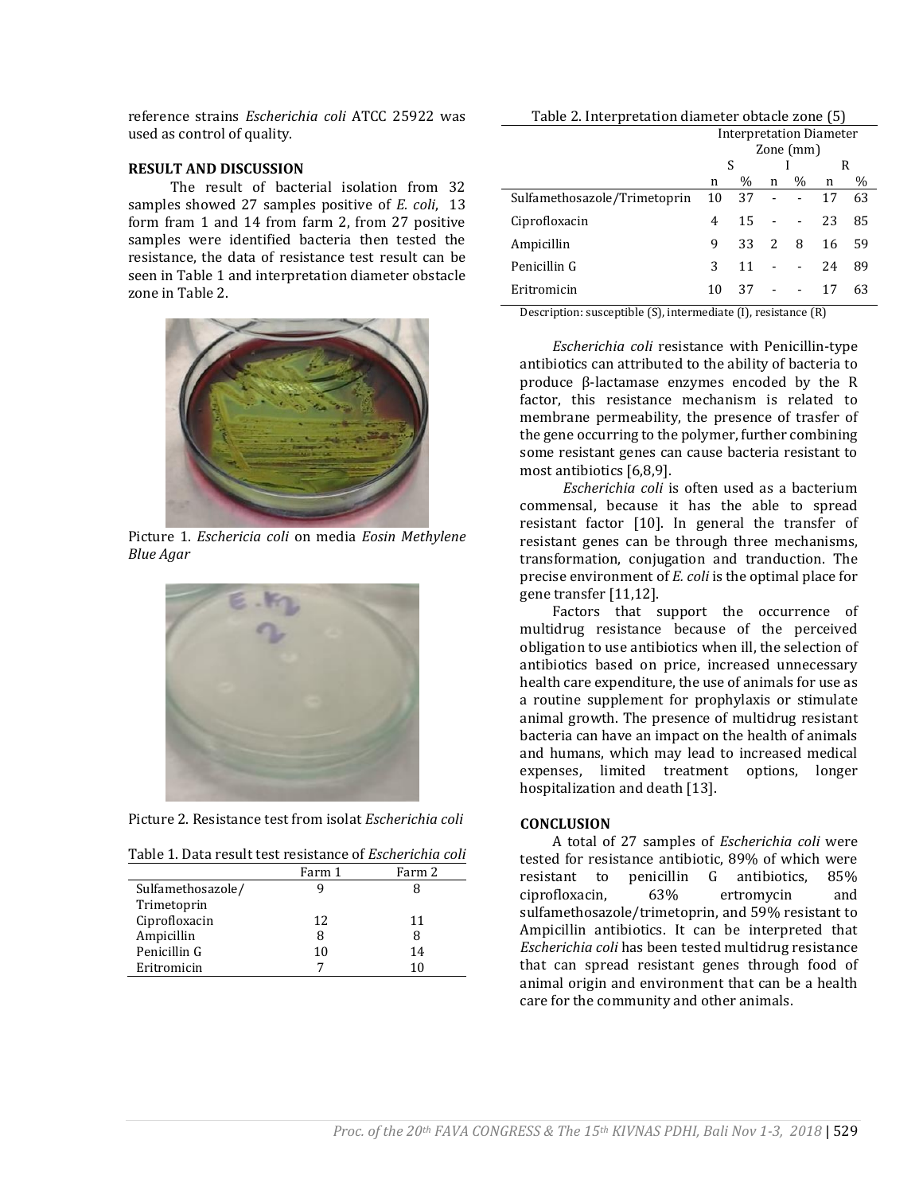reference strains *Escherichia coli* ATCC 25922 was used as control of quality.

**RESULT AND DISCUSSION**

The result of bacterial isolation from 32 samples showed 27 samples positive of *E. coli*, 13 form fram 1 and 14 from farm 2, from 27 positive samples were identified bacteria then tested the resistance, the data of resistance test result can be seen in Table 1 and interpretation diameter obstacle zone in Table 2.

Picture 1. *Eschericia coli* on media *Eosin Methylene Blue Agar*

Picture 2. Resistance test from isolat *Escherichia coli*

Table 1. Data result test resistance of *Escherichia coli*

| | Farm 1 | Farm 2 |
|---|---|---|
| Sulfamethosazole/ Trimetoprin | 9 | 8 |
| Ciprofloxacin | 12 | 11 |
| Ampicillin | 8 | 8 |
| Penicillin G | 10 | 14 |
| Eritromicin | 7 | 10 |

Table 2. Interpretation diameter obstacle zone (5)

| | Interpretation Diameter Zone (mm) | | | | | |
|---|---|---|---|---|---|---|
| | S | | I | | R | |
| | n | % | n | % | n | % |
| Sulfamethosazole/Trimetoprin | 10 | 37 | - | - | 17 | 63 |
| Ciprofloxacin | 4 | 15 | - | - | 23 | 85 |
| Ampicillin | 9 | 33 | 2 | 8 | 16 | 59 |
| Penicillin G | 3 | 11 | - | - | 24 | 89 |
| Eritromicin | 10 | 37 | - | - | 17 | 63 |

Description: susceptible (S), intermediate (I), resistance (R)

*Escherichia coli* resistance with Penicillin-type antibiotics can attributed to the ability of bacteria to produce β-lactamase enzymes encoded by the R factor, this resistance mechanism is related to membrane permeability, the presence of trasfer of the gene occurring to the polymer, further combining some resistant genes can cause bacteria resistant to most antibiotics [6,8,9].

*Escherichia coli* is often used as a bacterium commensal, because it has the able to spread resistant factor [10]. In general the transfer of resistant genes can be through three mechanisms, transformation, conjugation and tranduction. The precise environment of *E. coli* is the optimal place for gene transfer [11,12].

Factors that support the occurrence of multidrug resistance because of the perceived obligation to use antibiotics when ill, the selection of antibiotics based on price, increased unnecessary health care expenditure, the use of animals for use as a routine supplement for prophylaxis or stimulate animal growth. The presence of multidrug resistant bacteria can have an impact on the health of animals and humans, which may lead to increased medical expenses, limited treatment options, longer hospitalization and death [13].

**CONCLUSION**

A total of 27 samples of *Escherichia coli* were tested for resistance antibiotic, 89% of which were resistant to penicillin G antibiotics, 85% ciprofloxacin, 63% ertromycin and sulfamethosazole/trimetoprin, and 59% resistant to Ampicillin antibiotics. It can be interpreted that *Escherichia coli* has been tested multidrug resistance that can spread resistant genes through food of animal origin and environment that can be a health care for the community and other animals.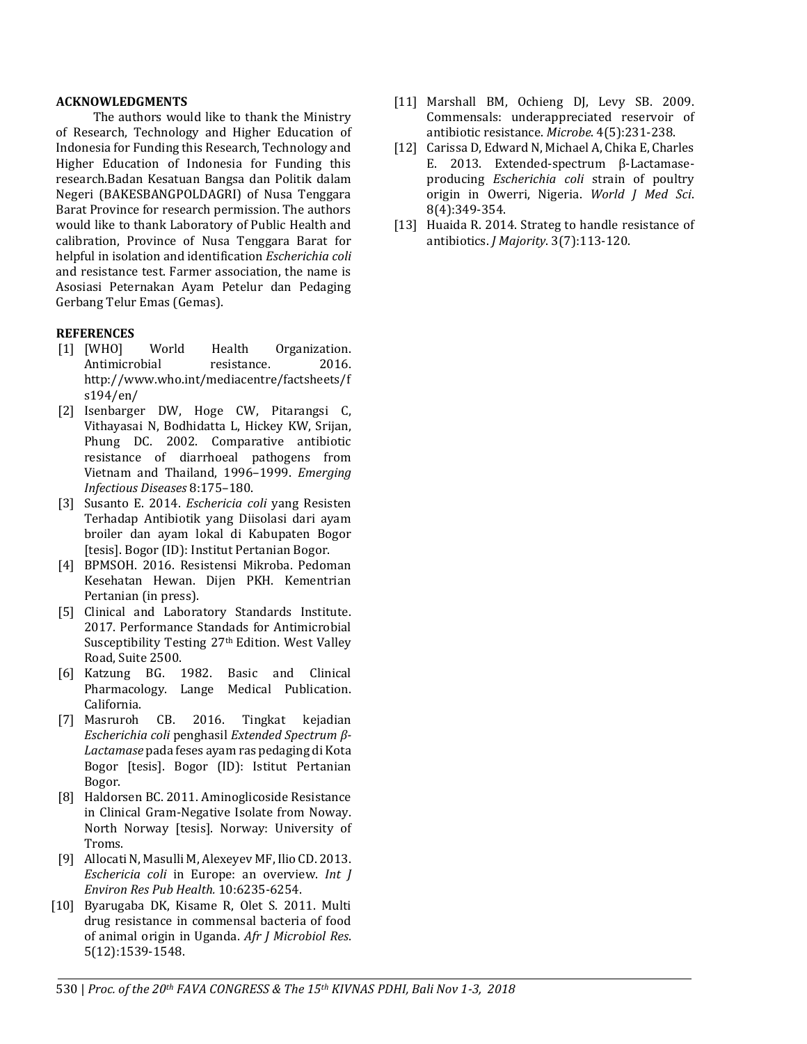**ACKNOWLEDGMENTS**

The authors would like to thank the Ministry of Research, Technology and Higher Education of Indonesia for Funding this Research, Technology and Higher Education of Indonesia for Funding this research.Badan Kesatuan Bangsa dan Politik dalam Negeri (BAKESBANGPOLDAGRI) of Nusa Tenggara Barat Province for research permission. The authors would like to thank Laboratory of Public Health and calibration, Province of Nusa Tenggara Barat for helpful in isolation and identification *Escherichia coli* and resistance test. Farmer association, the name is Asosiasi Peternakan Ayam Petelur dan Pedaging Gerbang Telur Emas (Gemas).

**REFERENCES**

[1] [WHO] World Health Organization. Antimicrobial resistance. 2016. http://www.who.int/mediacentre/factsheets/fs194/en/

[2] Isenbarger DW, Hoge CW, Pitarangsi C, Vithayasai N, Bodhidatta L, Hickey KW, Srijan, Phung DC. 2002. Comparative antibiotic resistance of diarrhoeal pathogens from Vietnam and Thailand, 1996–1999. *Emerging Infectious Diseases* 8:175–180.

[3] Susanto E. 2014. *Eschericia coli* yang Resisten Terhadap Antibiotik yang Diisolasi dari ayam broiler dan ayam lokal di Kabupaten Bogor [tesis]. Bogor (ID): Institut Pertanian Bogor.

[4] BPMSOH. 2016. Resistensi Mikroba. Pedoman Kesehatan Hewan. Dijen PKH. Kementrian Pertanian (in press).

[5] Clinical and Laboratory Standards Institute. 2017. Performance Standads for Antimicrobial Susceptibility Testing 27th Edition. West Valley Road, Suite 2500.

[6] Katzung BG. 1982. Basic and Clinical Pharmacology. Lange Medical Publication. California.

[7] Masruroh CB. 2016. Tingkat kejadian *Escherichia coli* penghasil *Extended Spectrum β-Lactamase* pada feses ayam ras pedaging di Kota Bogor [tesis]. Bogor (ID): Istitut Pertanian Bogor.

[8] Haldorsen BC. 2011. Aminoglicoside Resistance in Clinical Gram-Negative Isolate from Noway. North Norway [tesis]. Norway: University of Troms.

[9] Allocati N, Masulli M, Alexeyev MF, Ilio CD. 2013. *Eschericia coli* in Europe: an overview. *Int J Environ Res Pub Health.* 10:6235-6254.

[10] Byarugaba DK, Kisame R, Olet S. 2011. Multi drug resistance in commensal bacteria of food of animal origin in Uganda. *Afr J Microbiol Res*. 5(12):1539-1548.

[11] Marshall BM, Ochieng DJ, Levy SB. 2009. Commensals: underappreciated reservoir of antibiotic resistance. *Microbe*. 4(5):231-238.

[12] Carissa D, Edward N, Michael A, Chika E, Charles E. 2013. Extended-spectrum β-Lactamase-producing *Escherichia coli* strain of poultry origin in Owerri, Nigeria. *World J Med Sci*. 8(4):349-354.

[13] Huaida R. 2014. Strateg to handle resistance of antibiotics. *J Majority*. 3(7):113-120.